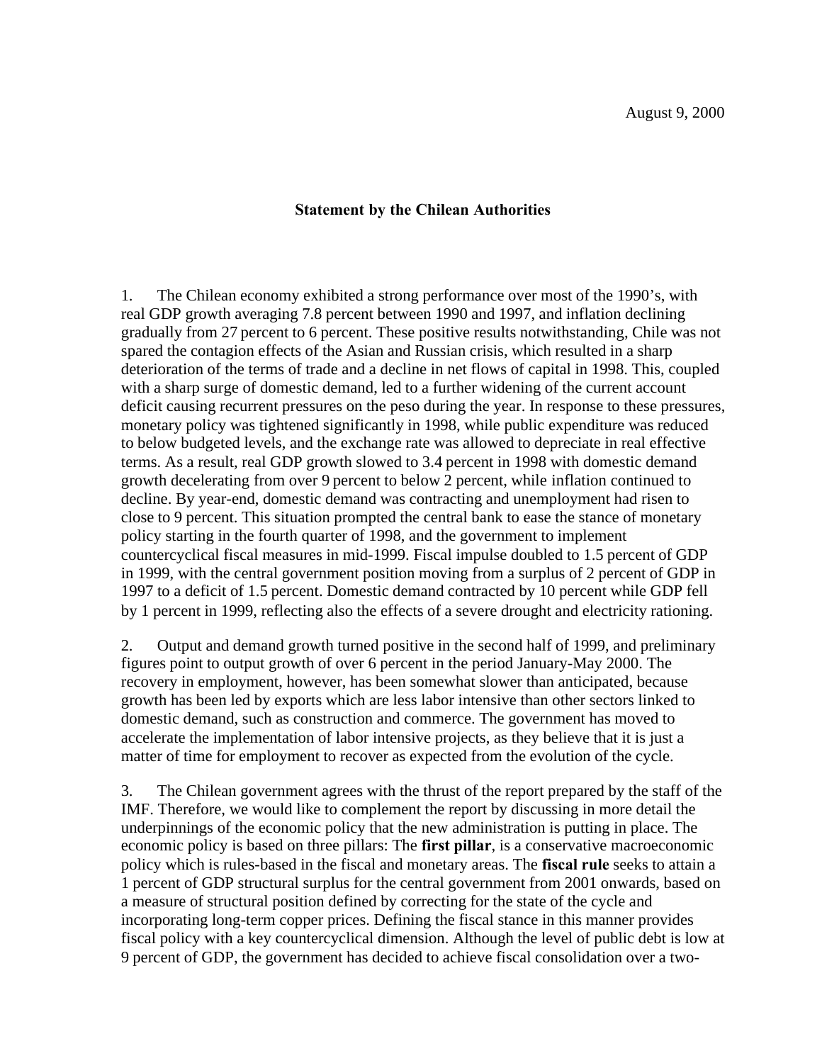August 9, 2000

**Statement by the Chilean Authorities**

1. The Chilean economy exhibited a strong performance over most of the 1990's, with real GDP growth averaging 7.8 percent between 1990 and 1997, and inflation declining gradually from 27 percent to 6 percent. These positive results notwithstanding, Chile was not spared the contagion effects of the Asian and Russian crisis, which resulted in a sharp deterioration of the terms of trade and a decline in net flows of capital in 1998. This, coupled with a sharp surge of domestic demand, led to a further widening of the current account deficit causing recurrent pressures on the peso during the year. In response to these pressures, monetary policy was tightened significantly in 1998, while public expenditure was reduced to below budgeted levels, and the exchange rate was allowed to depreciate in real effective terms. As a result, real GDP growth slowed to 3.4 percent in 1998 with domestic demand growth decelerating from over 9 percent to below 2 percent, while inflation continued to decline. By year-end, domestic demand was contracting and unemployment had risen to close to 9 percent. This situation prompted the central bank to ease the stance of monetary policy starting in the fourth quarter of 1998, and the government to implement countercyclical fiscal measures in mid-1999. Fiscal impulse doubled to 1.5 percent of GDP in 1999, with the central government position moving from a surplus of 2 percent of GDP in 1997 to a deficit of 1.5 percent. Domestic demand contracted by 10 percent while GDP fell by 1 percent in 1999, reflecting also the effects of a severe drought and electricity rationing.

2. Output and demand growth turned positive in the second half of 1999, and preliminary figures point to output growth of over 6 percent in the period January-May 2000. The recovery in employment, however, has been somewhat slower than anticipated, because growth has been led by exports which are less labor intensive than other sectors linked to domestic demand, such as construction and commerce. The government has moved to accelerate the implementation of labor intensive projects, as they believe that it is just a matter of time for employment to recover as expected from the evolution of the cycle.

3. The Chilean government agrees with the thrust of the report prepared by the staff of the IMF. Therefore, we would like to complement the report by discussing in more detail the underpinnings of the economic policy that the new administration is putting in place. The economic policy is based on three pillars: The **first pillar**, is a conservative macroeconomic policy which is rules-based in the fiscal and monetary areas. The **fiscal rule** seeks to attain a 1 percent of GDP structural surplus for the central government from 2001 onwards, based on a measure of structural position defined by correcting for the state of the cycle and incorporating long-term copper prices. Defining the fiscal stance in this manner provides fiscal policy with a key countercyclical dimension. Although the level of public debt is low at 9 percent of GDP, the government has decided to achieve fiscal consolidation over a two-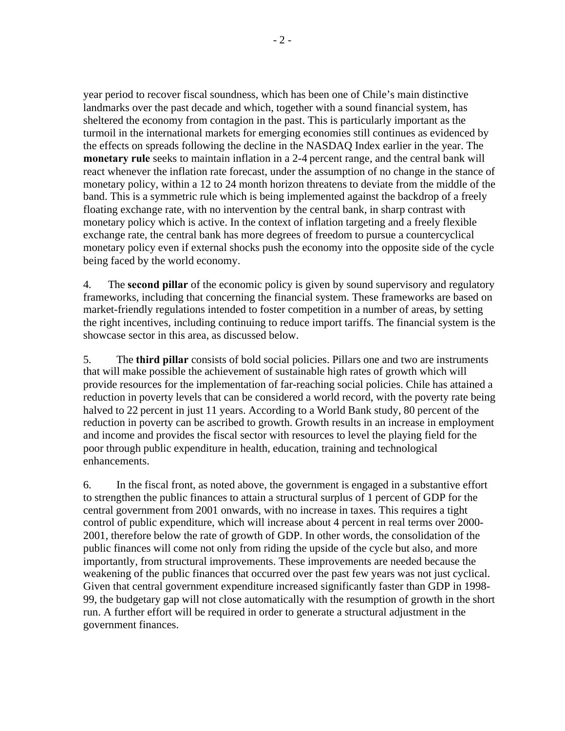year period to recover fiscal soundness, which has been one of Chile's main distinctive landmarks over the past decade and which, together with a sound financial system, has sheltered the economy from contagion in the past. This is particularly important as the turmoil in the international markets for emerging economies still continues as evidenced by the effects on spreads following the decline in the NASDAQ Index earlier in the year. The **monetary rule** seeks to maintain inflation in a 2-4 percent range, and the central bank will react whenever the inflation rate forecast, under the assumption of no change in the stance of monetary policy, within a 12 to 24 month horizon threatens to deviate from the middle of the band. This is a symmetric rule which is being implemented against the backdrop of a freely floating exchange rate, with no intervention by the central bank, in sharp contrast with monetary policy which is active. In the context of inflation targeting and a freely flexible exchange rate, the central bank has more degrees of freedom to pursue a countercyclical monetary policy even if external shocks push the economy into the opposite side of the cycle being faced by the world economy.

4. The **second pillar** of the economic policy is given by sound supervisory and regulatory frameworks, including that concerning the financial system. These frameworks are based on market-friendly regulations intended to foster competition in a number of areas, by setting the right incentives, including continuing to reduce import tariffs. The financial system is the showcase sector in this area, as discussed below.

5. The **third pillar** consists of bold social policies. Pillars one and two are instruments that will make possible the achievement of sustainable high rates of growth which will provide resources for the implementation of far-reaching social policies. Chile has attained a reduction in poverty levels that can be considered a world record, with the poverty rate being halved to 22 percent in just 11 years. According to a World Bank study, 80 percent of the reduction in poverty can be ascribed to growth. Growth results in an increase in employment and income and provides the fiscal sector with resources to level the playing field for the poor through public expenditure in health, education, training and technological enhancements.

6. In the fiscal front, as noted above, the government is engaged in a substantive effort to strengthen the public finances to attain a structural surplus of 1 percent of GDP for the central government from 2001 onwards, with no increase in taxes. This requires a tight control of public expenditure, which will increase about 4 percent in real terms over 2000-2001, therefore below the rate of growth of GDP. In other words, the consolidation of the public finances will come not only from riding the upside of the cycle but also, and more importantly, from structural improvements. These improvements are needed because the weakening of the public finances that occurred over the past few years was not just cyclical. Given that central government expenditure increased significantly faster than GDP in 1998-99, the budgetary gap will not close automatically with the resumption of growth in the short run. A further effort will be required in order to generate a structural adjustment in the government finances.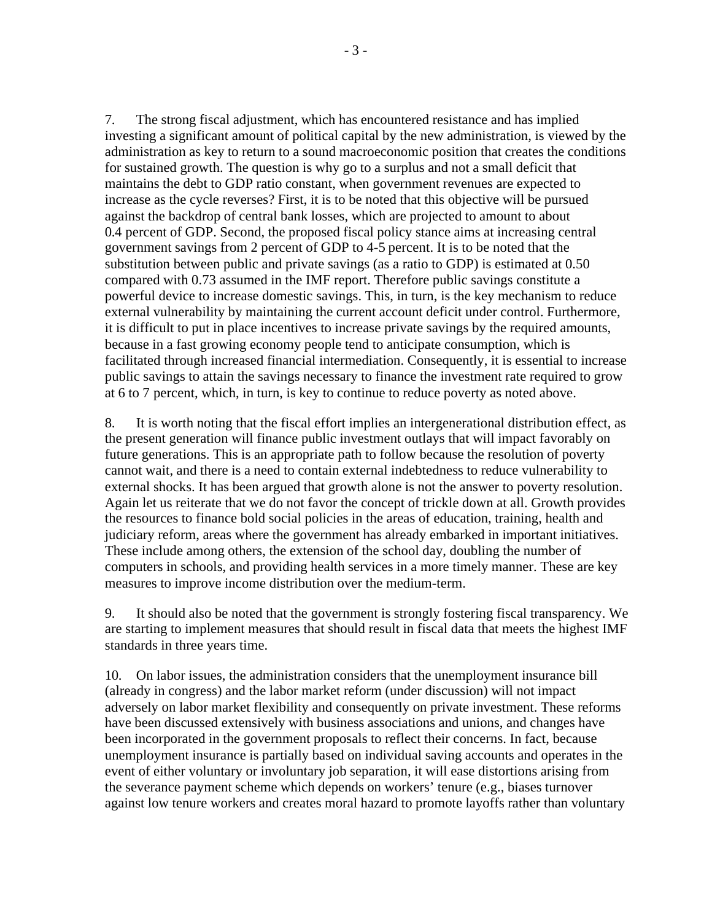7. The strong fiscal adjustment, which has encountered resistance and has implied investing a significant amount of political capital by the new administration, is viewed by the administration as key to return to a sound macroeconomic position that creates the conditions for sustained growth. The question is why go to a surplus and not a small deficit that maintains the debt to GDP ratio constant, when government revenues are expected to increase as the cycle reverses? First, it is to be noted that this objective will be pursued against the backdrop of central bank losses, which are projected to amount to about 0.4 percent of GDP. Second, the proposed fiscal policy stance aims at increasing central government savings from 2 percent of GDP to 4-5 percent. It is to be noted that the substitution between public and private savings (as a ratio to GDP) is estimated at 0.50 compared with 0.73 assumed in the IMF report. Therefore public savings constitute a powerful device to increase domestic savings. This, in turn, is the key mechanism to reduce external vulnerability by maintaining the current account deficit under control. Furthermore, it is difficult to put in place incentives to increase private savings by the required amounts, because in a fast growing economy people tend to anticipate consumption, which is facilitated through increased financial intermediation. Consequently, it is essential to increase public savings to attain the savings necessary to finance the investment rate required to grow at 6 to 7 percent, which, in turn, is key to continue to reduce poverty as noted above.

8. It is worth noting that the fiscal effort implies an intergenerational distribution effect, as the present generation will finance public investment outlays that will impact favorably on future generations. This is an appropriate path to follow because the resolution of poverty cannot wait, and there is a need to contain external indebtedness to reduce vulnerability to external shocks. It has been argued that growth alone is not the answer to poverty resolution. Again let us reiterate that we do not favor the concept of trickle down at all. Growth provides the resources to finance bold social policies in the areas of education, training, health and judiciary reform, areas where the government has already embarked in important initiatives. These include among others, the extension of the school day, doubling the number of computers in schools, and providing health services in a more timely manner. These are key measures to improve income distribution over the medium-term.

9. It should also be noted that the government is strongly fostering fiscal transparency. We are starting to implement measures that should result in fiscal data that meets the highest IMF standards in three years time.

10. On labor issues, the administration considers that the unemployment insurance bill (already in congress) and the labor market reform (under discussion) will not impact adversely on labor market flexibility and consequently on private investment. These reforms have been discussed extensively with business associations and unions, and changes have been incorporated in the government proposals to reflect their concerns. In fact, because unemployment insurance is partially based on individual saving accounts and operates in the event of either voluntary or involuntary job separation, it will ease distortions arising from the severance payment scheme which depends on workers' tenure (e.g., biases turnover against low tenure workers and creates moral hazard to promote layoffs rather than voluntary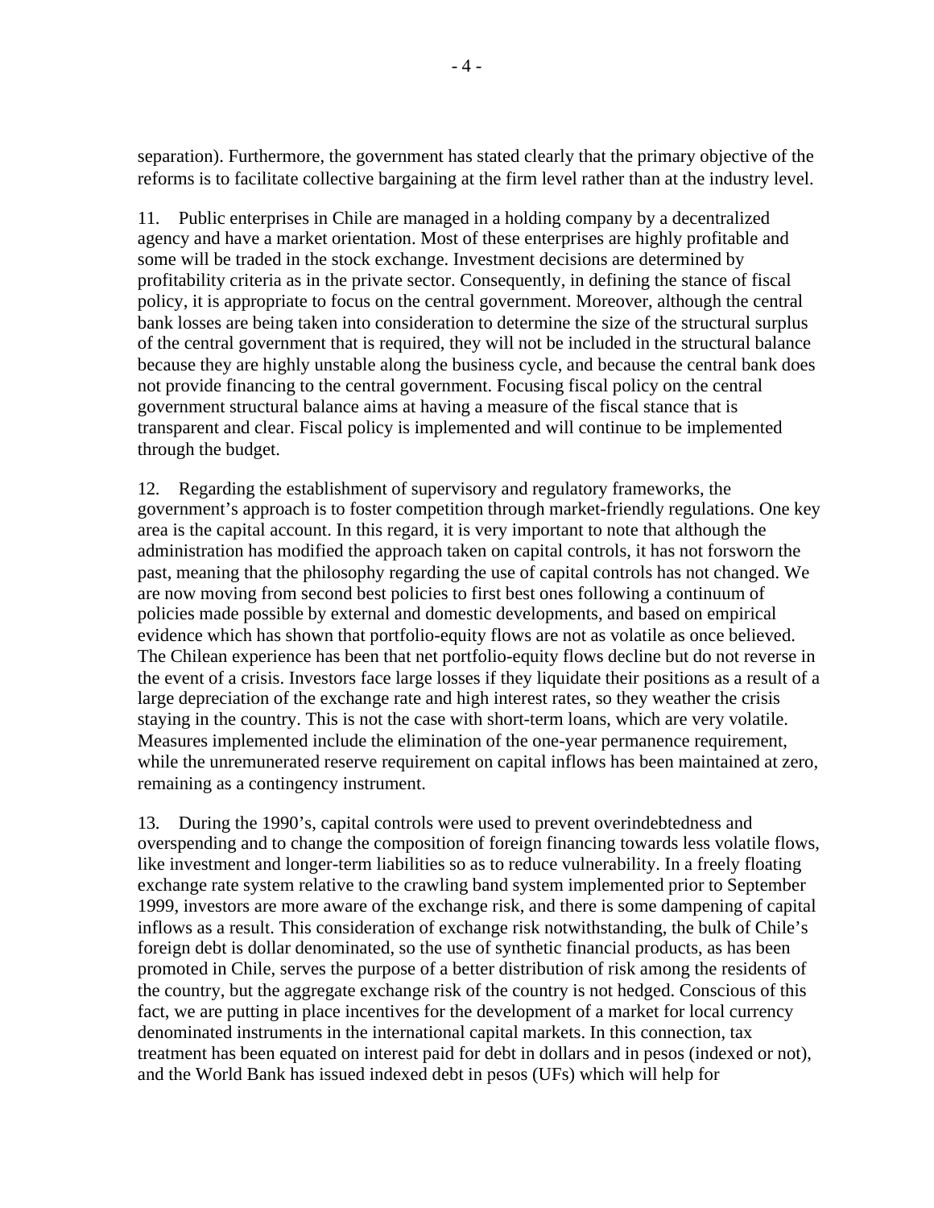separation). Furthermore, the government has stated clearly that the primary objective of the reforms is to facilitate collective bargaining at the firm level rather than at the industry level.

11. Public enterprises in Chile are managed in a holding company by a decentralized agency and have a market orientation. Most of these enterprises are highly profitable and some will be traded in the stock exchange. Investment decisions are determined by profitability criteria as in the private sector. Consequently, in defining the stance of fiscal policy, it is appropriate to focus on the central government. Moreover, although the central bank losses are being taken into consideration to determine the size of the structural surplus of the central government that is required, they will not be included in the structural balance because they are highly unstable along the business cycle, and because the central bank does not provide financing to the central government. Focusing fiscal policy on the central government structural balance aims at having a measure of the fiscal stance that is transparent and clear. Fiscal policy is implemented and will continue to be implemented through the budget.

12. Regarding the establishment of supervisory and regulatory frameworks, the government's approach is to foster competition through market-friendly regulations. One key area is the capital account. In this regard, it is very important to note that although the administration has modified the approach taken on capital controls, it has not forsworn the past, meaning that the philosophy regarding the use of capital controls has not changed. We are now moving from second best policies to first best ones following a continuum of policies made possible by external and domestic developments, and based on empirical evidence which has shown that portfolio-equity flows are not as volatile as once believed. The Chilean experience has been that net portfolio-equity flows decline but do not reverse in the event of a crisis. Investors face large losses if they liquidate their positions as a result of a large depreciation of the exchange rate and high interest rates, so they weather the crisis staying in the country. This is not the case with short-term loans, which are very volatile. Measures implemented include the elimination of the one-year permanence requirement, while the unremunerated reserve requirement on capital inflows has been maintained at zero, remaining as a contingency instrument.

13. During the 1990's, capital controls were used to prevent overindebtedness and overspending and to change the composition of foreign financing towards less volatile flows, like investment and longer-term liabilities so as to reduce vulnerability. In a freely floating exchange rate system relative to the crawling band system implemented prior to September 1999, investors are more aware of the exchange risk, and there is some dampening of capital inflows as a result. This consideration of exchange risk notwithstanding, the bulk of Chile's foreign debt is dollar denominated, so the use of synthetic financial products, as has been promoted in Chile, serves the purpose of a better distribution of risk among the residents of the country, but the aggregate exchange risk of the country is not hedged. Conscious of this fact, we are putting in place incentives for the development of a market for local currency denominated instruments in the international capital markets. In this connection, tax treatment has been equated on interest paid for debt in dollars and in pesos (indexed or not), and the World Bank has issued indexed debt in pesos (UFs) which will help for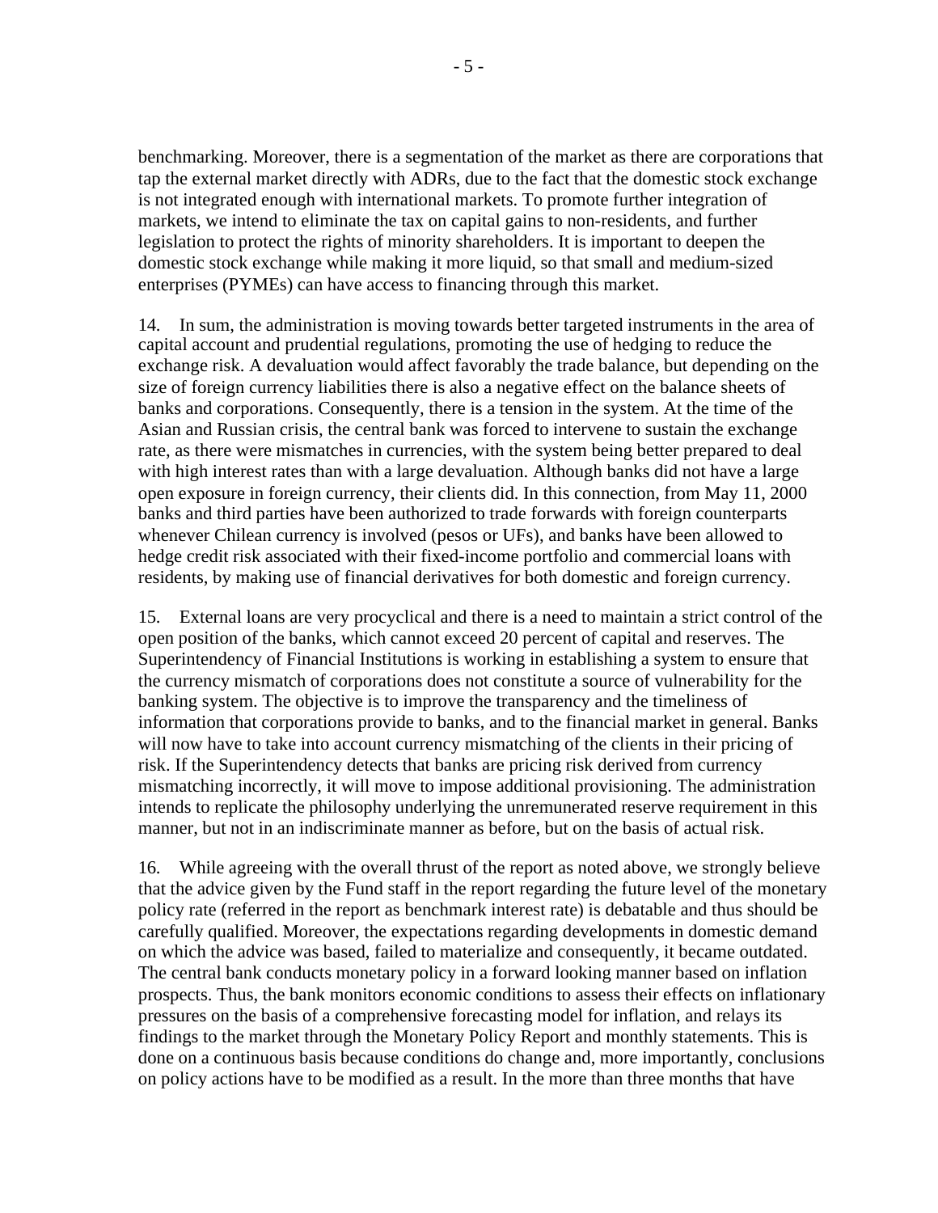benchmarking. Moreover, there is a segmentation of the market as there are corporations that tap the external market directly with ADRs, due to the fact that the domestic stock exchange is not integrated enough with international markets. To promote further integration of markets, we intend to eliminate the tax on capital gains to non-residents, and further legislation to protect the rights of minority shareholders. It is important to deepen the domestic stock exchange while making it more liquid, so that small and medium-sized enterprises (PYMEs) can have access to financing through this market.

14. In sum, the administration is moving towards better targeted instruments in the area of capital account and prudential regulations, promoting the use of hedging to reduce the exchange risk. A devaluation would affect favorably the trade balance, but depending on the size of foreign currency liabilities there is also a negative effect on the balance sheets of banks and corporations. Consequently, there is a tension in the system. At the time of the Asian and Russian crisis, the central bank was forced to intervene to sustain the exchange rate, as there were mismatches in currencies, with the system being better prepared to deal with high interest rates than with a large devaluation. Although banks did not have a large open exposure in foreign currency, their clients did. In this connection, from May 11, 2000 banks and third parties have been authorized to trade forwards with foreign counterparts whenever Chilean currency is involved (pesos or UFs), and banks have been allowed to hedge credit risk associated with their fixed-income portfolio and commercial loans with residents, by making use of financial derivatives for both domestic and foreign currency.

15. External loans are very procyclical and there is a need to maintain a strict control of the open position of the banks, which cannot exceed 20 percent of capital and reserves. The Superintendency of Financial Institutions is working in establishing a system to ensure that the currency mismatch of corporations does not constitute a source of vulnerability for the banking system. The objective is to improve the transparency and the timeliness of information that corporations provide to banks, and to the financial market in general. Banks will now have to take into account currency mismatching of the clients in their pricing of risk. If the Superintendency detects that banks are pricing risk derived from currency mismatching incorrectly, it will move to impose additional provisioning. The administration intends to replicate the philosophy underlying the unremunerated reserve requirement in this manner, but not in an indiscriminate manner as before, but on the basis of actual risk.

16. While agreeing with the overall thrust of the report as noted above, we strongly believe that the advice given by the Fund staff in the report regarding the future level of the monetary policy rate (referred in the report as benchmark interest rate) is debatable and thus should be carefully qualified. Moreover, the expectations regarding developments in domestic demand on which the advice was based, failed to materialize and consequently, it became outdated. The central bank conducts monetary policy in a forward looking manner based on inflation prospects. Thus, the bank monitors economic conditions to assess their effects on inflationary pressures on the basis of a comprehensive forecasting model for inflation, and relays its findings to the market through the Monetary Policy Report and monthly statements. This is done on a continuous basis because conditions do change and, more importantly, conclusions on policy actions have to be modified as a result. In the more than three months that have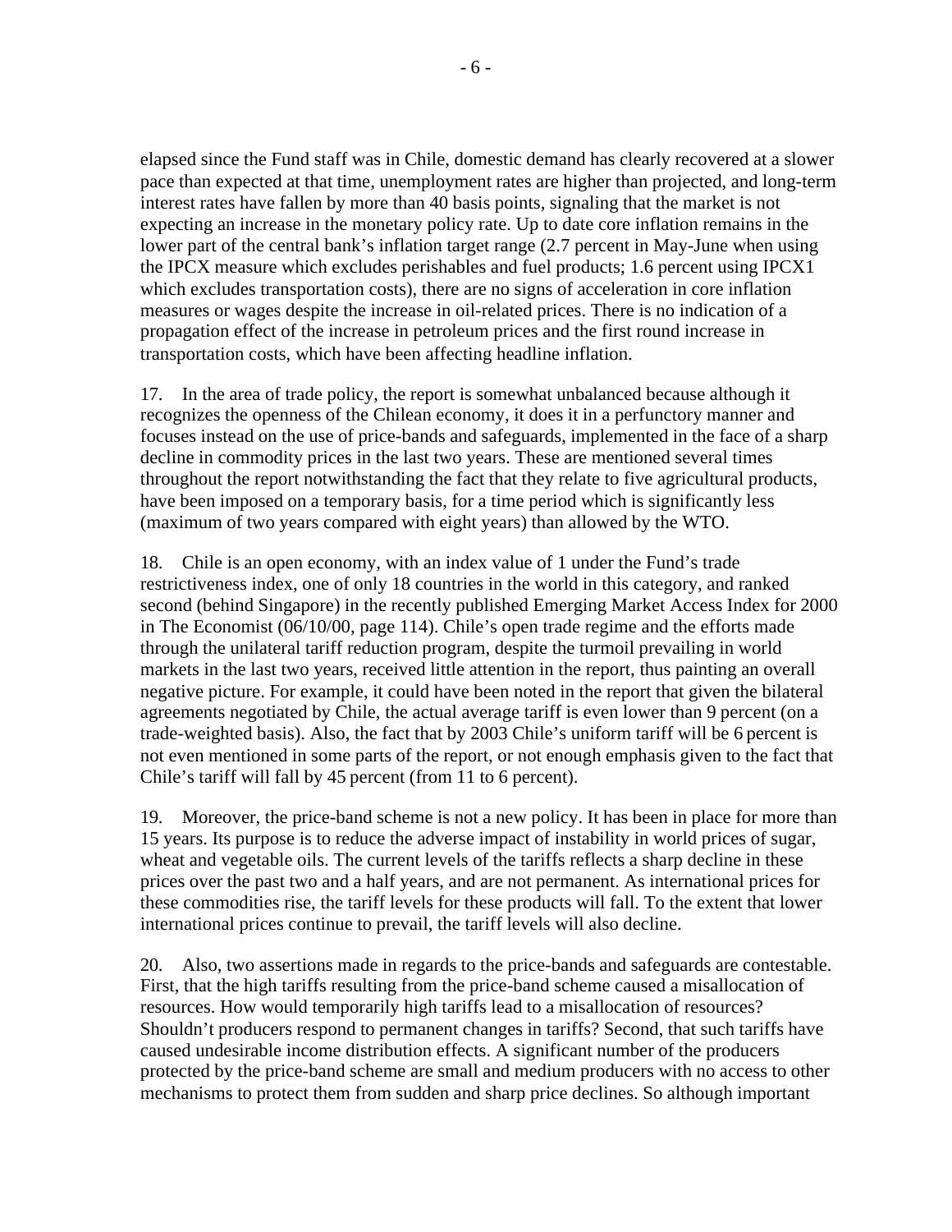elapsed since the Fund staff was in Chile, domestic demand has clearly recovered at a slower pace than expected at that time, unemployment rates are higher than projected, and long-term interest rates have fallen by more than 40 basis points, signaling that the market is not expecting an increase in the monetary policy rate. Up to date core inflation remains in the lower part of the central bank's inflation target range (2.7 percent in May-June when using the IPCX measure which excludes perishables and fuel products; 1.6 percent using IPCX1 which excludes transportation costs), there are no signs of acceleration in core inflation measures or wages despite the increase in oil-related prices. There is no indication of a propagation effect of the increase in petroleum prices and the first round increase in transportation costs, which have been affecting headline inflation.

17. In the area of trade policy, the report is somewhat unbalanced because although it recognizes the openness of the Chilean economy, it does it in a perfunctory manner and focuses instead on the use of price-bands and safeguards, implemented in the face of a sharp decline in commodity prices in the last two years. These are mentioned several times throughout the report notwithstanding the fact that they relate to five agricultural products, have been imposed on a temporary basis, for a time period which is significantly less (maximum of two years compared with eight years) than allowed by the WTO.

18. Chile is an open economy, with an index value of 1 under the Fund's trade restrictiveness index, one of only 18 countries in the world in this category, and ranked second (behind Singapore) in the recently published Emerging Market Access Index for 2000 in The Economist (06/10/00, page 114). Chile's open trade regime and the efforts made through the unilateral tariff reduction program, despite the turmoil prevailing in world markets in the last two years, received little attention in the report, thus painting an overall negative picture. For example, it could have been noted in the report that given the bilateral agreements negotiated by Chile, the actual average tariff is even lower than 9 percent (on a trade-weighted basis). Also, the fact that by 2003 Chile's uniform tariff will be 6 percent is not even mentioned in some parts of the report, or not enough emphasis given to the fact that Chile's tariff will fall by 45 percent (from 11 to 6 percent).

19. Moreover, the price-band scheme is not a new policy. It has been in place for more than 15 years. Its purpose is to reduce the adverse impact of instability in world prices of sugar, wheat and vegetable oils. The current levels of the tariffs reflects a sharp decline in these prices over the past two and a half years, and are not permanent. As international prices for these commodities rise, the tariff levels for these products will fall. To the extent that lower international prices continue to prevail, the tariff levels will also decline.

20. Also, two assertions made in regards to the price-bands and safeguards are contestable. First, that the high tariffs resulting from the price-band scheme caused a misallocation of resources. How would temporarily high tariffs lead to a misallocation of resources? Shouldn't producers respond to permanent changes in tariffs? Second, that such tariffs have caused undesirable income distribution effects. A significant number of the producers protected by the price-band scheme are small and medium producers with no access to other mechanisms to protect them from sudden and sharp price declines. So although important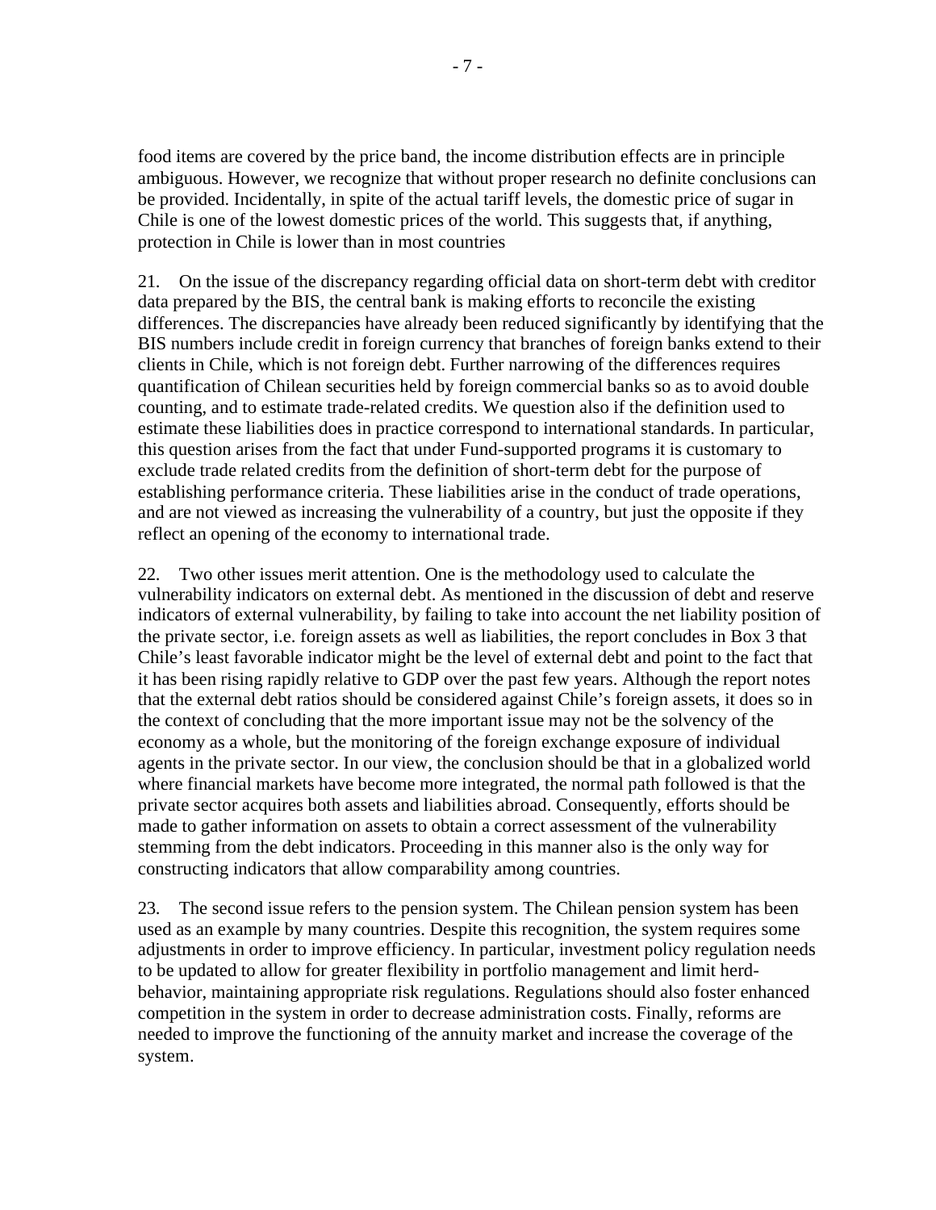food items are covered by the price band, the income distribution effects are in principle ambiguous. However, we recognize that without proper research no definite conclusions can be provided. Incidentally, in spite of the actual tariff levels, the domestic price of sugar in Chile is one of the lowest domestic prices of the world. This suggests that, if anything, protection in Chile is lower than in most countries

21. On the issue of the discrepancy regarding official data on short-term debt with creditor data prepared by the BIS, the central bank is making efforts to reconcile the existing differences. The discrepancies have already been reduced significantly by identifying that the BIS numbers include credit in foreign currency that branches of foreign banks extend to their clients in Chile, which is not foreign debt. Further narrowing of the differences requires quantification of Chilean securities held by foreign commercial banks so as to avoid double counting, and to estimate trade-related credits. We question also if the definition used to estimate these liabilities does in practice correspond to international standards. In particular, this question arises from the fact that under Fund-supported programs it is customary to exclude trade related credits from the definition of short-term debt for the purpose of establishing performance criteria. These liabilities arise in the conduct of trade operations, and are not viewed as increasing the vulnerability of a country, but just the opposite if they reflect an opening of the economy to international trade.

22. Two other issues merit attention. One is the methodology used to calculate the vulnerability indicators on external debt. As mentioned in the discussion of debt and reserve indicators of external vulnerability, by failing to take into account the net liability position of the private sector, i.e. foreign assets as well as liabilities, the report concludes in Box 3 that Chile's least favorable indicator might be the level of external debt and point to the fact that it has been rising rapidly relative to GDP over the past few years. Although the report notes that the external debt ratios should be considered against Chile's foreign assets, it does so in the context of concluding that the more important issue may not be the solvency of the economy as a whole, but the monitoring of the foreign exchange exposure of individual agents in the private sector. In our view, the conclusion should be that in a globalized world where financial markets have become more integrated, the normal path followed is that the private sector acquires both assets and liabilities abroad. Consequently, efforts should be made to gather information on assets to obtain a correct assessment of the vulnerability stemming from the debt indicators. Proceeding in this manner also is the only way for constructing indicators that allow comparability among countries.

23. The second issue refers to the pension system. The Chilean pension system has been used as an example by many countries. Despite this recognition, the system requires some adjustments in order to improve efficiency. In particular, investment policy regulation needs to be updated to allow for greater flexibility in portfolio management and limit herd-behavior, maintaining appropriate risk regulations. Regulations should also foster enhanced competition in the system in order to decrease administration costs. Finally, reforms are needed to improve the functioning of the annuity market and increase the coverage of the system.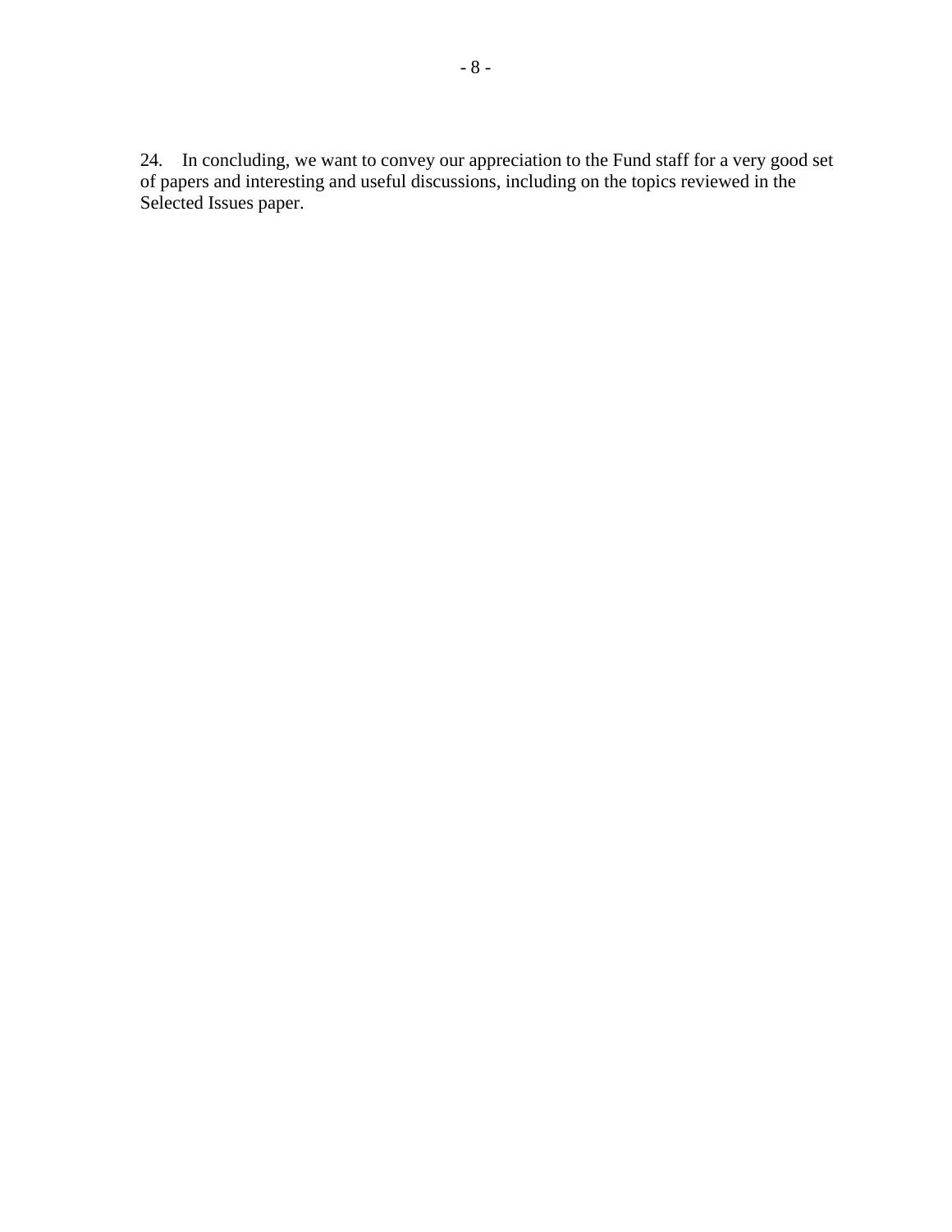24. In concluding, we want to convey our appreciation to the Fund staff for a very good set of papers and interesting and useful discussions, including on the topics reviewed in the Selected Issues paper.